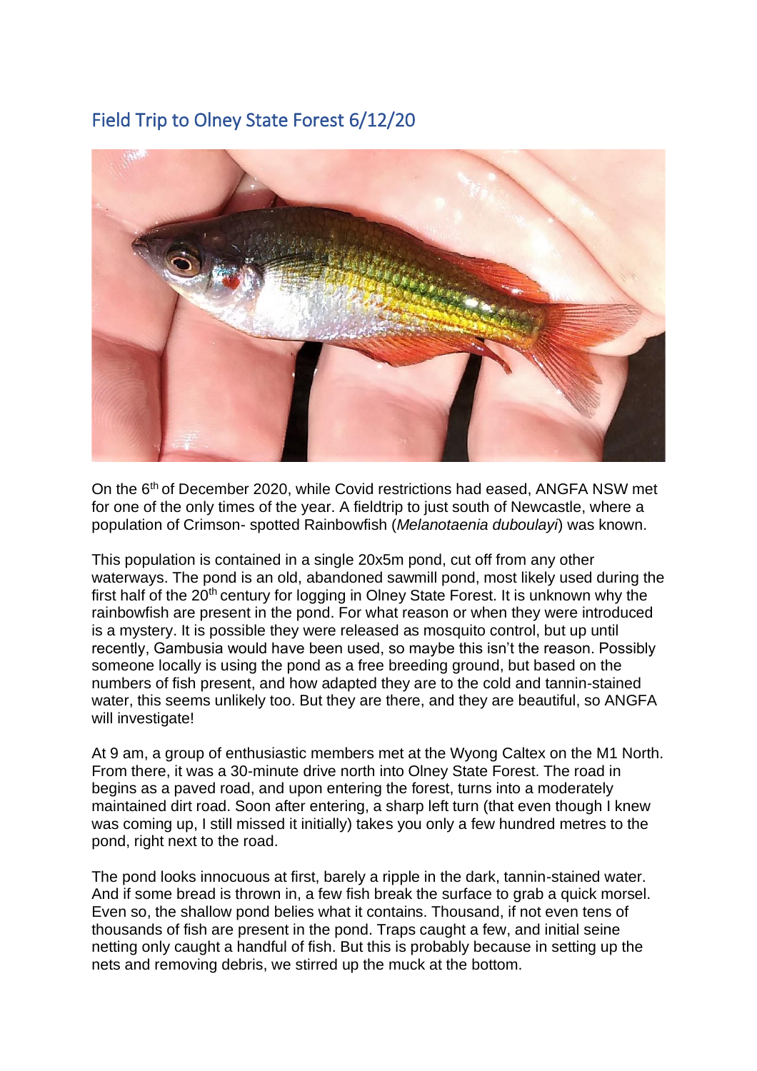## Field Trip to Olney State Forest 6/12/20

On the 6th of December 2020, while Covid restrictions had eased, ANGFA NSW met for one of the only times of the year. A fieldtrip to just south of Newcastle, where a population of Crimson- spotted Rainbowfish (*Melanotaenia duboulayi*) was known.

This population is contained in a single 20x5m pond, cut off from any other waterways. The pond is an old, abandoned sawmill pond, most likely used during the first half of the 20th century for logging in Olney State Forest. It is unknown why the rainbowfish are present in the pond. For what reason or when they were introduced is a mystery. It is possible they were released as mosquito control, but up until recently, Gambusia would have been used, so maybe this isn't the reason. Possibly someone locally is using the pond as a free breeding ground, but based on the numbers of fish present, and how adapted they are to the cold and tannin-stained water, this seems unlikely too. But they are there, and they are beautiful, so ANGFA will investigate!

At 9 am, a group of enthusiastic members met at the Wyong Caltex on the M1 North. From there, it was a 30-minute drive north into Olney State Forest. The road in begins as a paved road, and upon entering the forest, turns into a moderately maintained dirt road. Soon after entering, a sharp left turn (that even though I knew was coming up, I still missed it initially) takes you only a few hundred metres to the pond, right next to the road.

The pond looks innocuous at first, barely a ripple in the dark, tannin-stained water. And if some bread is thrown in, a few fish break the surface to grab a quick morsel. Even so, the shallow pond belies what it contains. Thousand, if not even tens of thousands of fish are present in the pond. Traps caught a few, and initial seine netting only caught a handful of fish. But this is probably because in setting up the nets and removing debris, we stirred up the muck at the bottom.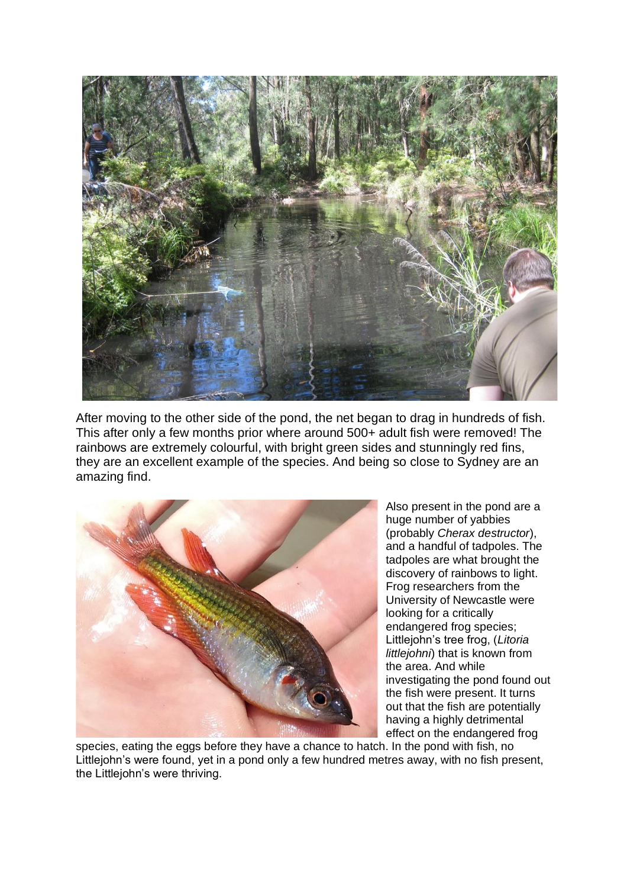After moving to the other side of the pond, the net began to drag in hundreds of fish. This after only a few months prior where around 500+ adult fish were removed! The rainbows are extremely colourful, with bright green sides and stunningly red fins, they are an excellent example of the species. And being so close to Sydney are an amazing find.

Also present in the pond are a huge number of yabbies (probably *Cherax destructor*), and a handful of tadpoles. The tadpoles are what brought the discovery of rainbows to light. Frog researchers from the University of Newcastle were looking for a critically endangered frog species; Littlejohn's tree frog, (*Litoria littlejohni*) that is known from the area. And while investigating the pond found out the fish were present. It turns out that the fish are potentially having a highly detrimental effect on the endangered frog species, eating the eggs before they have a chance to hatch. In the pond with fish, no Littlejohn's were found, yet in a pond only a few hundred metres away, with no fish present, the Littlejohn's were thriving.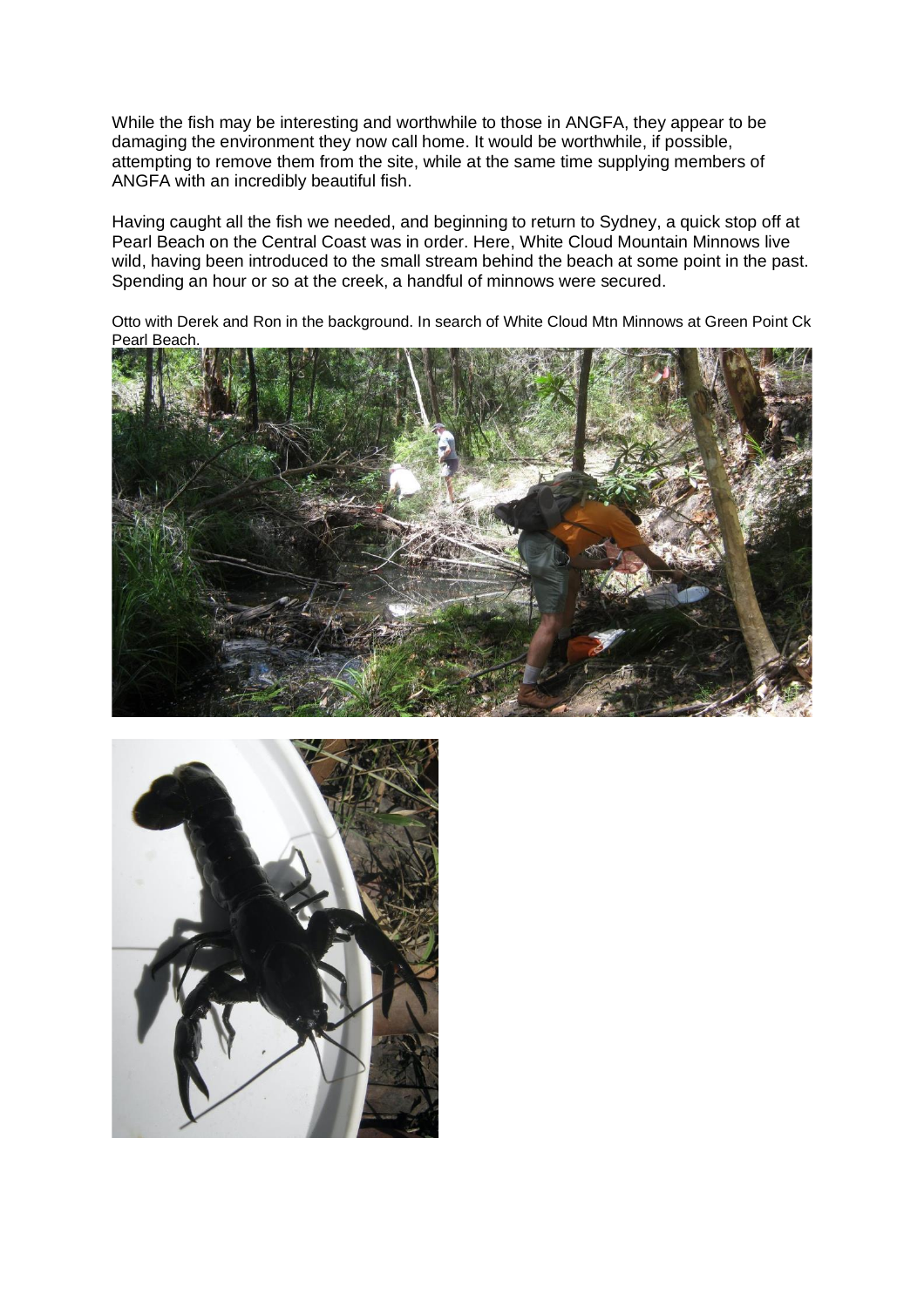While the fish may be interesting and worthwhile to those in ANGFA, they appear to be damaging the environment they now call home. It would be worthwhile, if possible, attempting to remove them from the site, while at the same time supplying members of ANGFA with an incredibly beautiful fish.

Having caught all the fish we needed, and beginning to return to Sydney, a quick stop off at Pearl Beach on the Central Coast was in order. Here, White Cloud Mountain Minnows live wild, having been introduced to the small stream behind the beach at some point in the past. Spending an hour or so at the creek, a handful of minnows were secured.

Otto with Derek and Ron in the background. In search of White Cloud Mtn Minnows at Green Point Ck Pearl Beach.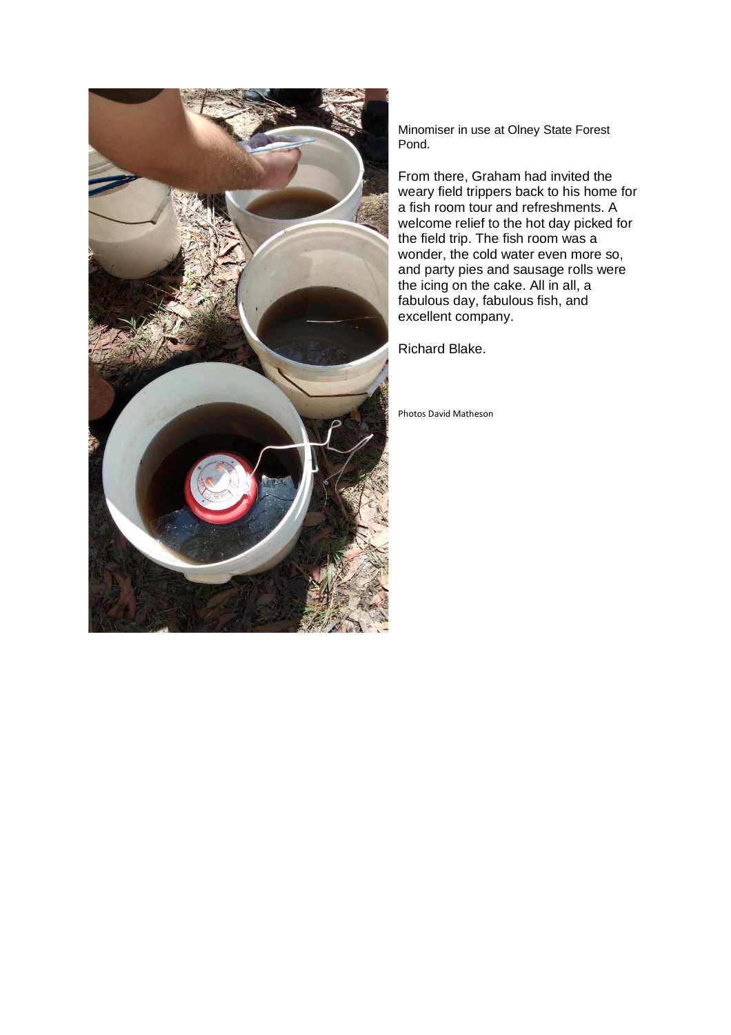Minomiser in use at Olney State Forest Pond.

From there, Graham had invited the weary field trippers back to his home for a fish room tour and refreshments. A welcome relief to the hot day picked for the field trip. The fish room was a wonder, the cold water even more so, and party pies and sausage rolls were the icing on the cake. All in all, a fabulous day, fabulous fish, and excellent company.

Richard Blake.

Photos David Matheson